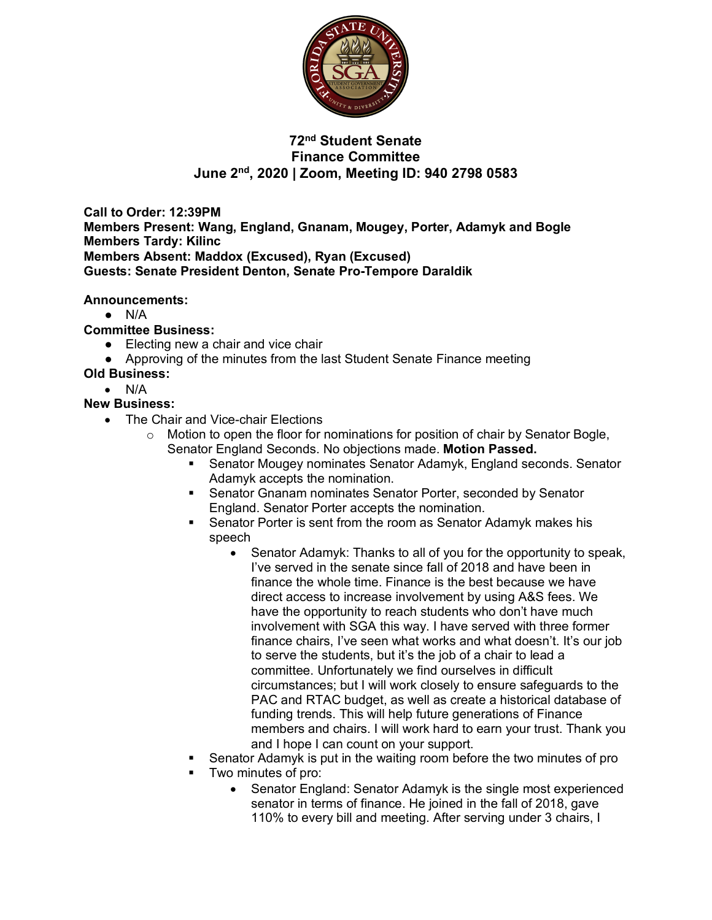# 72nd Student Senate
## Finance Committee
### June 2nd, 2020 | Zoom, Meeting ID: 940 2798 0583

**Call to Order: 12:39PM**
**Members Present: Wang, England, Gnanam, Mougey, Porter, Adamyk and Bogle**
**Members Tardy: Kilinc**
**Members Absent: Maddox (Excused), Ryan (Excused)**
**Guests: Senate President Denton, Senate Pro-Tempore Daraldik**

**Announcements:**
- N/A

**Committee Business:**
- Electing new a chair and vice chair
- Approving of the minutes from the last Student Senate Finance meeting

**Old Business:**
- N/A

**New Business:**
- The Chair and Vice-chair Elections
  - Motion to open the floor for nominations for position of chair by Senator Bogle, Senator England Seconds. No objections made. **Motion Passed.**
    - Senator Mougey nominates Senator Adamyk, England seconds. Senator Adamyk accepts the nomination.
    - Senator Gnanam nominates Senator Porter, seconded by Senator England. Senator Porter accepts the nomination.
    - Senator Porter is sent from the room as Senator Adamyk makes his speech
      - Senator Adamyk: Thanks to all of you for the opportunity to speak, I've served in the senate since fall of 2018 and have been in finance the whole time. Finance is the best because we have direct access to increase involvement by using A&S fees. We have the opportunity to reach students who don't have much involvement with SGA this way. I have served with three former finance chairs, I've seen what works and what doesn't. It's our job to serve the students, but it's the job of a chair to lead a committee. Unfortunately we find ourselves in difficult circumstances; but I will work closely to ensure safeguards to the PAC and RTAC budget, as well as create a historical database of funding trends. This will help future generations of Finance members and chairs. I will work hard to earn your trust. Thank you and I hope I can count on your support.
    - Senator Adamyk is put in the waiting room before the two minutes of pro
    - Two minutes of pro:
      - Senator England: Senator Adamyk is the single most experienced senator in terms of finance. He joined in the fall of 2018, gave 110% to every bill and meeting. After serving under 3 chairs, I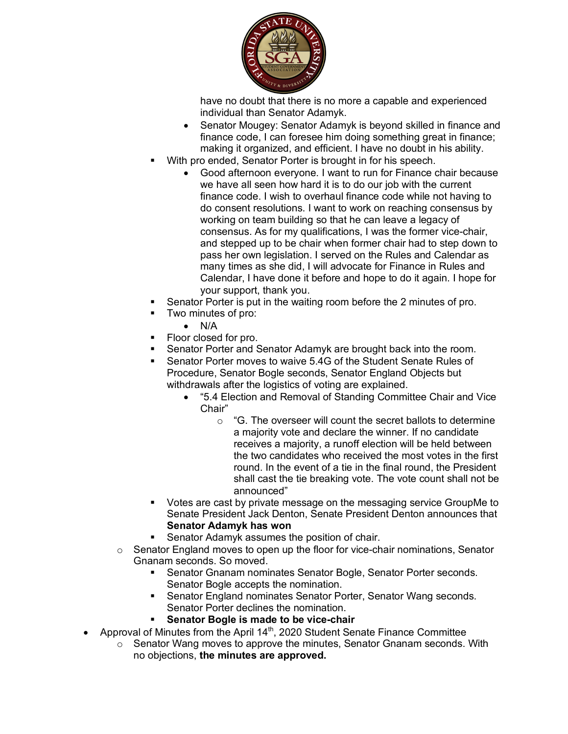have no doubt that there is no more a capable and experienced individual than Senator Adamyk.

        - Senator Mougey: Senator Adamyk is beyond skilled in finance and finance code, I can foresee him doing something great in finance; making it organized, and efficient. I have no doubt in his ability.
    - With pro ended, Senator Porter is brought in for his speech.
        - Good afternoon everyone. I want to run for Finance chair because we have all seen how hard it is to do our job with the current finance code. I wish to overhaul finance code while not having to do consent resolutions. I want to work on reaching consensus by working on team building so that he can leave a legacy of consensus. As for my qualifications, I was the former vice-chair, and stepped up to be chair when former chair had to step down to pass her own legislation. I served on the Rules and Calendar as many times as she did, I will advocate for Finance in Rules and Calendar, I have done it before and hope to do it again. I hope for your support, thank you.
    - Senator Porter is put in the waiting room before the 2 minutes of pro.
    - Two minutes of pro:
        - N/A
    - Floor closed for pro.
    - Senator Porter and Senator Adamyk are brought back into the room.
    - Senator Porter moves to waive 5.4G of the Student Senate Rules of Procedure, Senator Bogle seconds, Senator England Objects but withdrawals after the logistics of voting are explained.
        - "5.4 Election and Removal of Standing Committee Chair and Vice Chair"
            - "G. The overseer will count the secret ballots to determine a majority vote and declare the winner. If no candidate receives a majority, a runoff election will be held between the two candidates who received the most votes in the first round. In the event of a tie in the final round, the President shall cast the tie breaking vote. The vote count shall not be announced"
    - Votes are cast by private message on the messaging service GroupMe to Senate President Jack Denton, Senate President Denton announces that **Senator Adamyk has won**
    - Senator Adamyk assumes the position of chair.
  - Senator England moves to open up the floor for vice-chair nominations, Senator Gnanam seconds. So moved.
    - Senator Gnanam nominates Senator Bogle, Senator Porter seconds. Senator Bogle accepts the nomination.
    - Senator England nominates Senator Porter, Senator Wang seconds. Senator Porter declines the nomination.
    - **Senator Bogle is made to be vice-chair**
- Approval of Minutes from the April 14th, 2020 Student Senate Finance Committee
  - Senator Wang moves to approve the minutes, Senator Gnanam seconds. With no objections, **the minutes are approved.**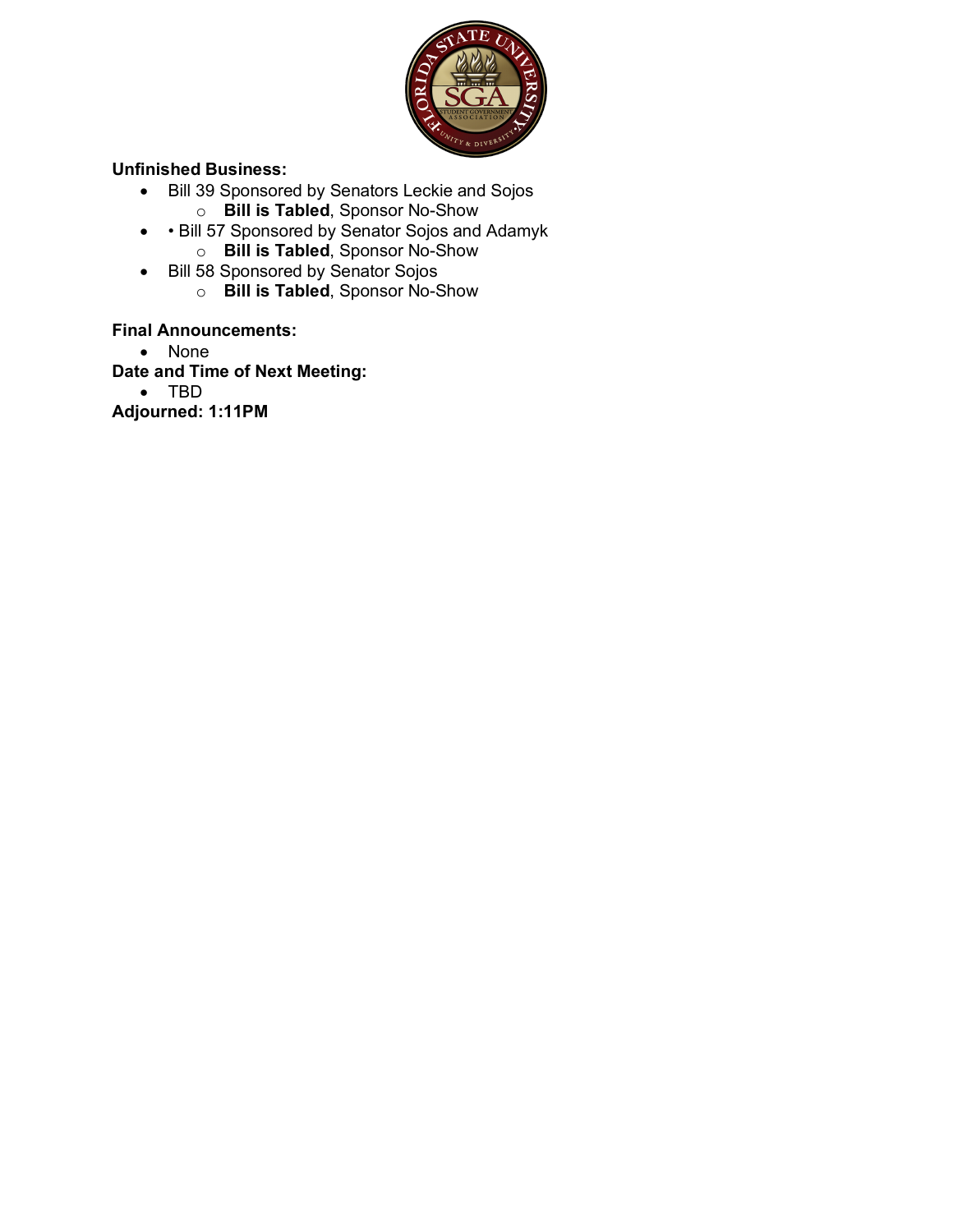**Unfinished Business:**

- Bill 39 Sponsored by Senators Leckie and Sojos
  - **Bill is Tabled**, Sponsor No-Show
- • Bill 57 Sponsored by Senator Sojos and Adamyk
  - **Bill is Tabled**, Sponsor No-Show
- Bill 58 Sponsored by Senator Sojos
  - **Bill is Tabled**, Sponsor No-Show

**Final Announcements:**

- None

**Date and Time of Next Meeting:**

- TBD

**Adjourned: 1:11PM**